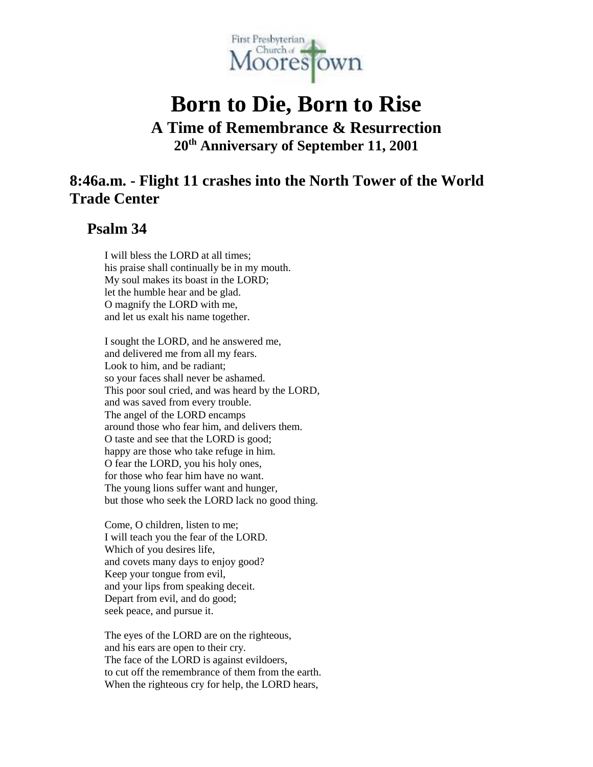First Presbyterian Church of Moorestown

# Born to Die, Born to Rise

### A Time of Remembrance & Resurrection

### 20th Anniversary of September 11, 2001

## 8:46a.m. - Flight 11 crashes into the North Tower of the World Trade Center

### Psalm 34

I will bless the LORD at all times;
his praise shall continually be in my mouth.
My soul makes its boast in the LORD;
let the humble hear and be glad.
O magnify the LORD with me,
and let us exalt his name together.

I sought the LORD, and he answered me,
and delivered me from all my fears.
Look to him, and be radiant;
so your faces shall never be ashamed.
This poor soul cried, and was heard by the LORD,
and was saved from every trouble.
The angel of the LORD encamps
around those who fear him, and delivers them.
O taste and see that the LORD is good;
happy are those who take refuge in him.
O fear the LORD, you his holy ones,
for those who fear him have no want.
The young lions suffer want and hunger,
but those who seek the LORD lack no good thing.

Come, O children, listen to me;
I will teach you the fear of the LORD.
Which of you desires life,
and covets many days to enjoy good?
Keep your tongue from evil,
and your lips from speaking deceit.
Depart from evil, and do good;
seek peace, and pursue it.

The eyes of the LORD are on the righteous,
and his ears are open to their cry.
The face of the LORD is against evildoers,
to cut off the remembrance of them from the earth.
When the righteous cry for help, the LORD hears,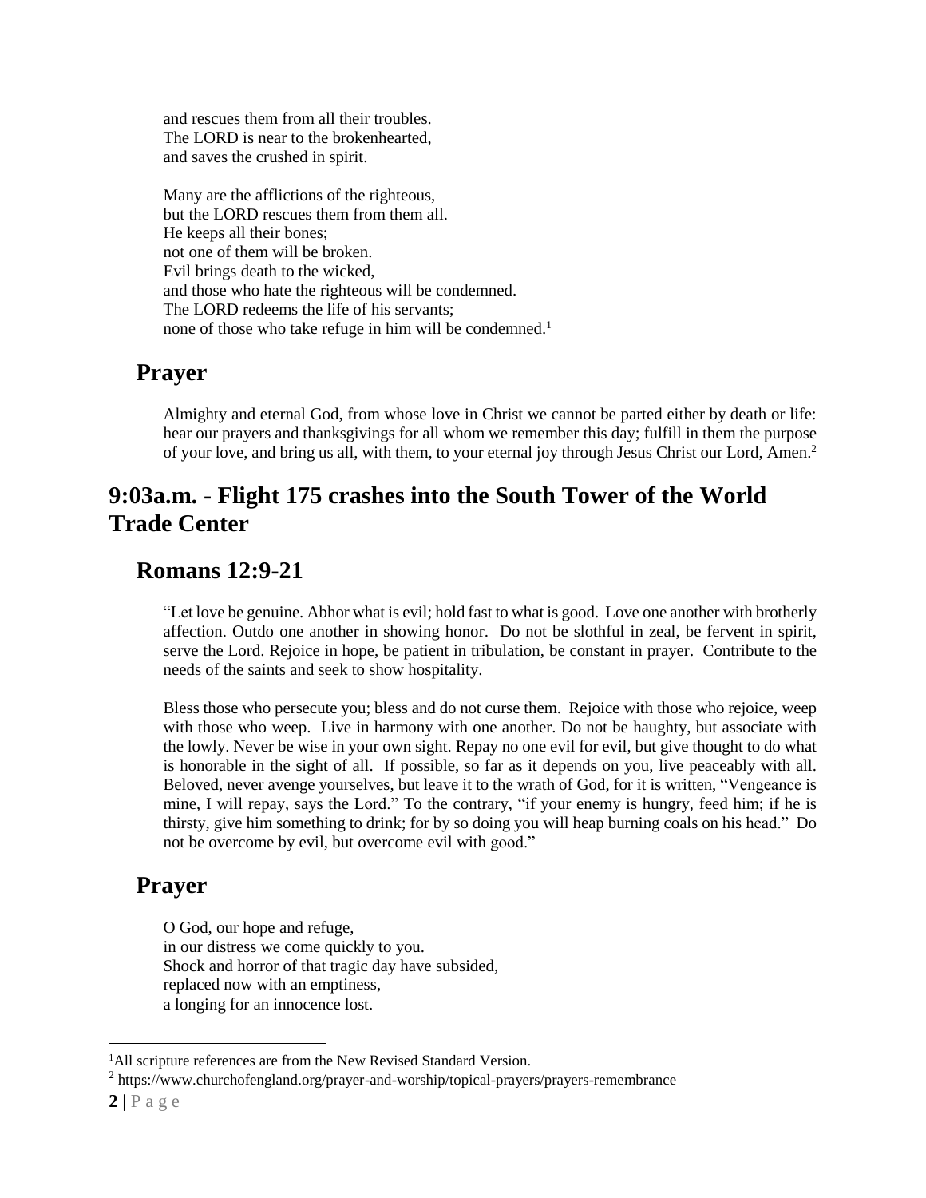and rescues them from all their troubles.
The LORD is near to the brokenhearted,
and saves the crushed in spirit.

Many are the afflictions of the righteous,
but the LORD rescues them from them all.
He keeps all their bones;
not one of them will be broken.
Evil brings death to the wicked,
and those who hate the righteous will be condemned.
The LORD redeems the life of his servants;
none of those who take refuge in him will be condemned.[1]

## Prayer

Almighty and eternal God, from whose love in Christ we cannot be parted either by death or life: hear our prayers and thanksgivings for all whom we remember this day; fulfill in them the purpose of your love, and bring us all, with them, to your eternal joy through Jesus Christ our Lord, Amen.[2]

# 9:03a.m. - Flight 175 crashes into the South Tower of the World Trade Center

## Romans 12:9-21

"Let love be genuine. Abhor what is evil; hold fast to what is good. Love one another with brotherly affection. Outdo one another in showing honor. Do not be slothful in zeal, be fervent in spirit, serve the Lord. Rejoice in hope, be patient in tribulation, be constant in prayer. Contribute to the needs of the saints and seek to show hospitality.

Bless those who persecute you; bless and do not curse them. Rejoice with those who rejoice, weep with those who weep. Live in harmony with one another. Do not be haughty, but associate with the lowly. Never be wise in your own sight. Repay no one evil for evil, but give thought to do what is honorable in the sight of all. If possible, so far as it depends on you, live peaceably with all. Beloved, never avenge yourselves, but leave it to the wrath of God, for it is written, "Vengeance is mine, I will repay, says the Lord." To the contrary, "if your enemy is hungry, feed him; if he is thirsty, give him something to drink; for by so doing you will heap burning coals on his head." Do not be overcome by evil, but overcome evil with good."

## Prayer

O God, our hope and refuge,
in our distress we come quickly to you.
Shock and horror of that tragic day have subsided,
replaced now with an emptiness,
a longing for an innocence lost.

---

[1] All scripture references are from the New Revised Standard Version.

[2] https://www.churchofengland.org/prayer-and-worship/topical-prayers/prayers-remembrance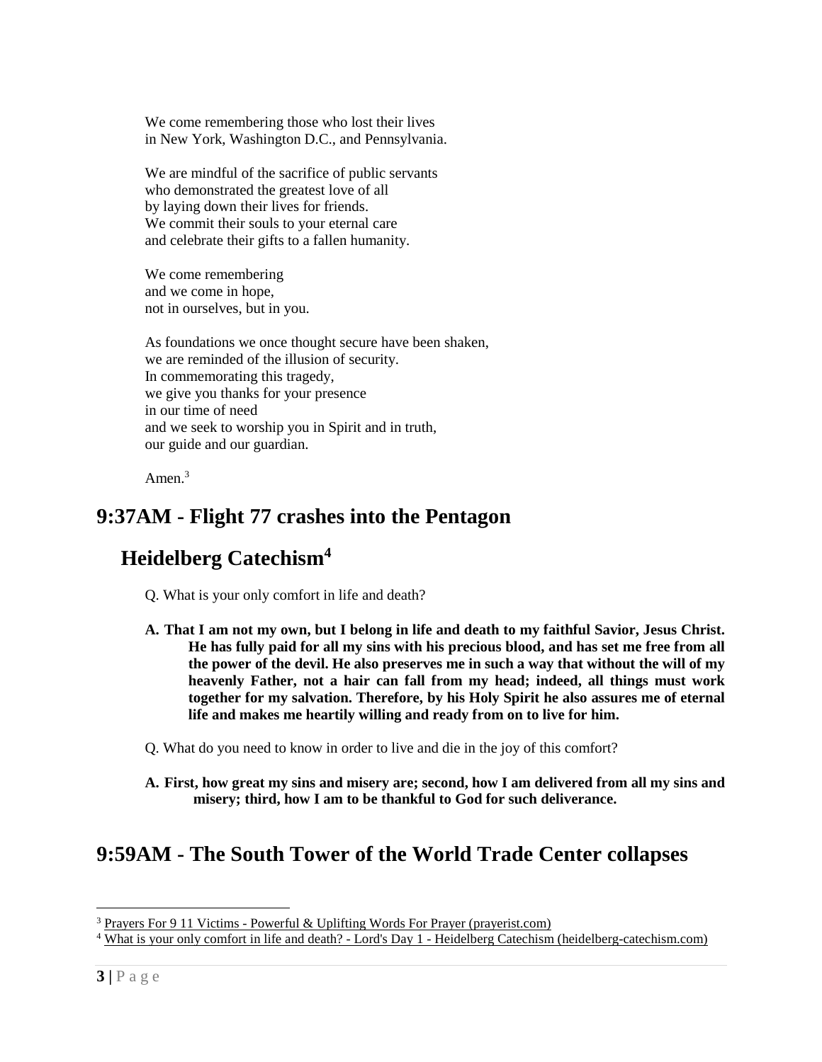We come remembering those who lost their lives
in New York, Washington D.C., and Pennsylvania.

We are mindful of the sacrifice of public servants
who demonstrated the greatest love of all
by laying down their lives for friends.
We commit their souls to your eternal care
and celebrate their gifts to a fallen humanity.

We come remembering
and we come in hope,
not in ourselves, but in you.

As foundations we once thought secure have been shaken,
we are reminded of the illusion of security.
In commemorating this tragedy,
we give you thanks for your presence
in our time of need
and we seek to worship you in Spirit and in truth,
our guide and our guardian.

Amen.[3]

## 9:37AM - Flight 77 crashes into the Pentagon

### Heidelberg Catechism[4]

Q. What is your only comfort in life and death?

**A. That I am not my own, but I belong in life and death to my faithful Savior, Jesus Christ. He has fully paid for all my sins with his precious blood, and has set me free from all the power of the devil. He also preserves me in such a way that without the will of my heavenly Father, not a hair can fall from my head; indeed, all things must work together for my salvation. Therefore, by his Holy Spirit he also assures me of eternal life and makes me heartily willing and ready from on to live for him.**

Q. What do you need to know in order to live and die in the joy of this comfort?

**A. First, how great my sins and misery are; second, how I am delivered from all my sins and misery; third, how I am to be thankful to God for such deliverance.**

## 9:59AM - The South Tower of the World Trade Center collapses

---

[3] Prayers For 9 11 Victims - Powerful & Uplifting Words For Prayer (prayerist.com)

[4] What is your only comfort in life and death? - Lord's Day 1 - Heidelberg Catechism (heidelberg-catechism.com)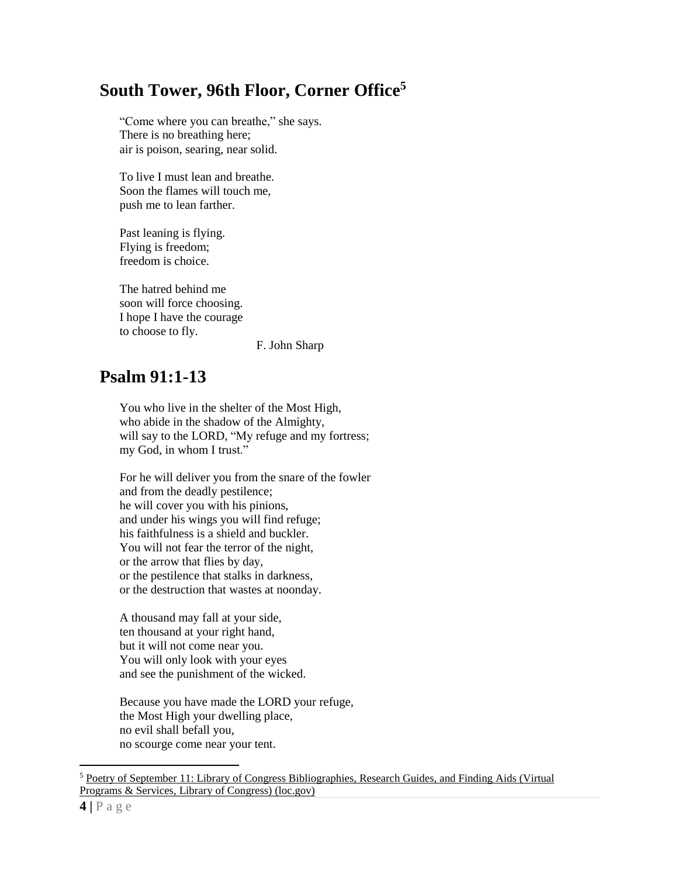## South Tower, 96th Floor, Corner Office[5]

"Come where you can breathe," she says.  
There is no breathing here;  
air is poison, searing, near solid.

To live I must lean and breathe.  
Soon the flames will touch me,  
push me to lean farther.

Past leaning is flying.  
Flying is freedom;  
freedom is choice.

The hatred behind me  
soon will force choosing.  
I hope I have the courage  
to choose to fly.

F. John Sharp

## Psalm 91:1-13

You who live in the shelter of the Most High,  
who abide in the shadow of the Almighty,  
will say to the LORD, "My refuge and my fortress;  
my God, in whom I trust."

For he will deliver you from the snare of the fowler  
and from the deadly pestilence;  
he will cover you with his pinions,  
and under his wings you will find refuge;  
his faithfulness is a shield and buckler.  
You will not fear the terror of the night,  
or the arrow that flies by day,  
or the pestilence that stalks in darkness,  
or the destruction that wastes at noonday.

A thousand may fall at your side,  
ten thousand at your right hand,  
but it will not come near you.  
You will only look with your eyes  
and see the punishment of the wicked.

Because you have made the LORD your refuge,  
the Most High your dwelling place,  
no evil shall befall you,  
no scourge come near your tent.

---

[5] Poetry of September 11: Library of Congress Bibliographies, Research Guides, and Finding Aids (Virtual Programs & Services, Library of Congress) (loc.gov)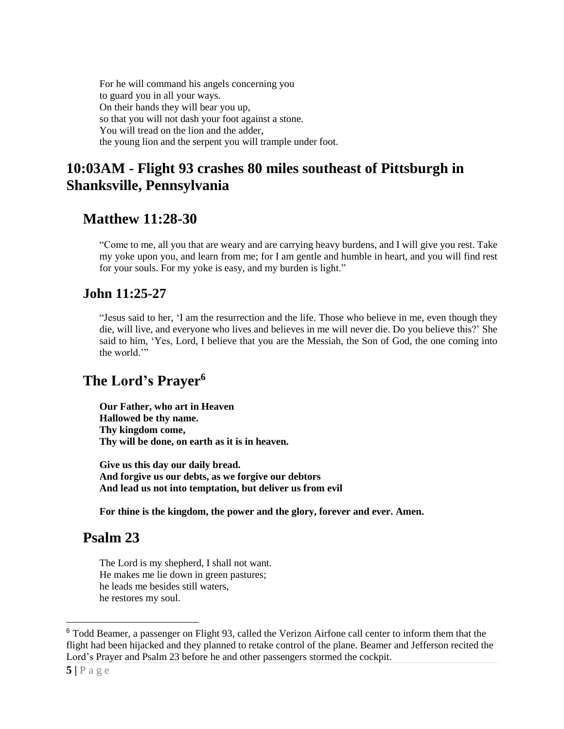For he will command his angels concerning you
to guard you in all your ways.
On their hands they will bear you up,
so that you will not dash your foot against a stone.
You will tread on the lion and the adder,
the young lion and the serpent you will trample under foot.

# 10:03AM - Flight 93 crashes 80 miles southeast of Pittsburgh in Shanksville, Pennsylvania

## Matthew 11:28-30

"Come to me, all you that are weary and are carrying heavy burdens, and I will give you rest. Take my yoke upon you, and learn from me; for I am gentle and humble in heart, and you will find rest for your souls. For my yoke is easy, and my burden is light."

## John 11:25-27

"Jesus said to her, 'I am the resurrection and the life. Those who believe in me, even though they die, will live, and everyone who lives and believes in me will never die. Do you believe this?' She said to him, 'Yes, Lord, I believe that you are the Messiah, the Son of God, the one coming into the world.'"

## The Lord's Prayer[6]

**Our Father, who art in Heaven**
**Hallowed be thy name.**
**Thy kingdom come,**
**Thy will be done, on earth as it is in heaven.**

**Give us this day our daily bread.**
**And forgive us our debts, as we forgive our debtors**
**And lead us not into temptation, but deliver us from evil**

**For thine is the kingdom, the power and the glory, forever and ever. Amen.**

## Psalm 23

The Lord is my shepherd, I shall not want.
He makes me lie down in green pastures;
he leads me besides still waters,
he restores my soul.

---

[6] Todd Beamer, a passenger on Flight 93, called the Verizon Airfone call center to inform them that the flight had been hijacked and they planned to retake control of the plane. Beamer and Jefferson recited the Lord's Prayer and Psalm 23 before he and other passengers stormed the cockpit.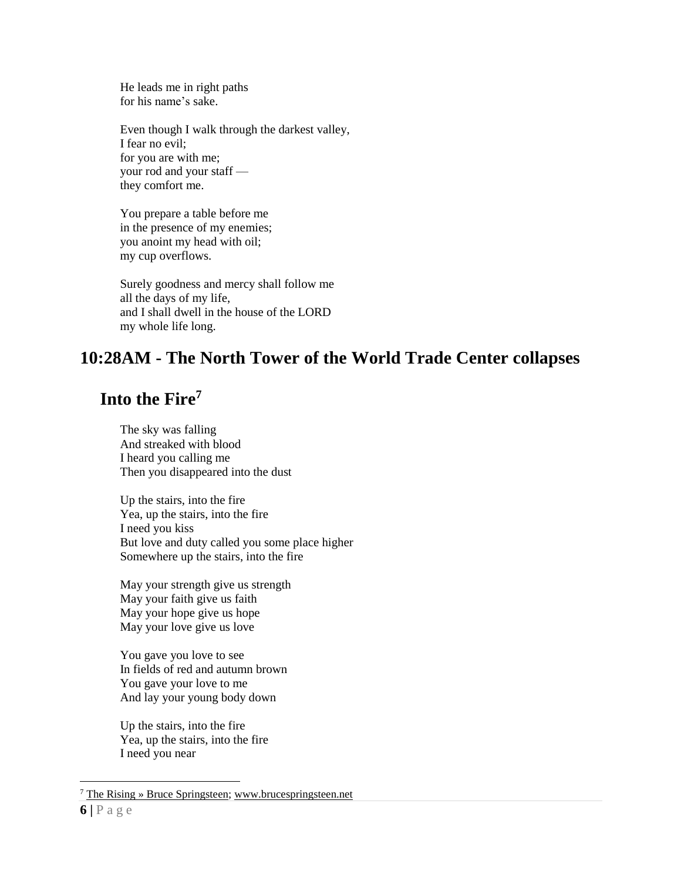He leads me in right paths
for his name's sake.

Even though I walk through the darkest valley,
I fear no evil;
for you are with me;
your rod and your staff —
they comfort me.

You prepare a table before me
in the presence of my enemies;
you anoint my head with oil;
my cup overflows.

Surely goodness and mercy shall follow me
all the days of my life,
and I shall dwell in the house of the LORD
my whole life long.

# 10:28AM - The North Tower of the World Trade Center collapses

## Into the Fire[7]

The sky was falling
And streaked with blood
I heard you calling me
Then you disappeared into the dust

Up the stairs, into the fire
Yea, up the stairs, into the fire
I need you kiss
But love and duty called you some place higher
Somewhere up the stairs, into the fire

May your strength give us strength
May your faith give us faith
May your hope give us hope
May your love give us love

You gave you love to see
In fields of red and autumn brown
You gave your love to me
And lay your young body down

Up the stairs, into the fire
Yea, up the stairs, into the fire
I need you near

[7] The Rising » Bruce Springsteen; www.brucespringsteen.net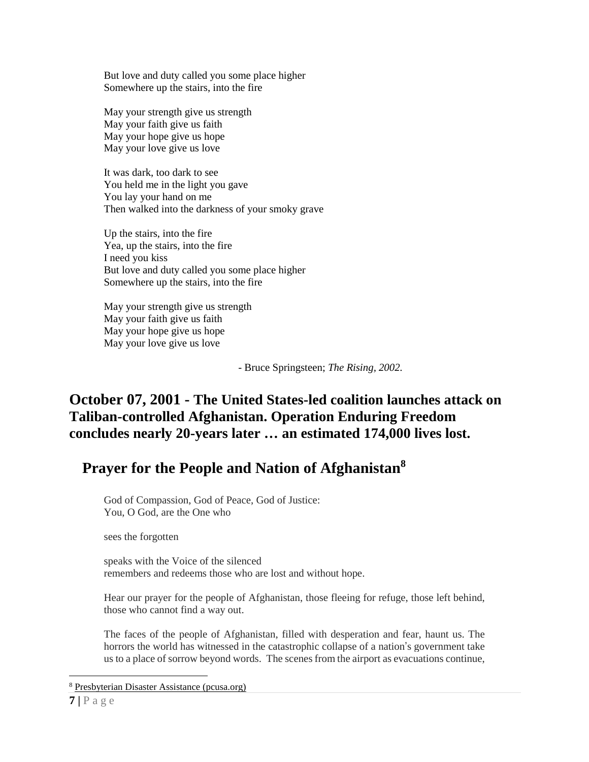But love and duty called you some place higher
Somewhere up the stairs, into the fire

May your strength give us strength
May your faith give us faith
May your hope give us hope
May your love give us love

It was dark, too dark to see
You held me in the light you gave
You lay your hand on me
Then walked into the darkness of your smoky grave

Up the stairs, into the fire
Yea, up the stairs, into the fire
I need you kiss
But love and duty called you some place higher
Somewhere up the stairs, into the fire

May your strength give us strength
May your faith give us faith
May your hope give us hope
May your love give us love

- Bruce Springsteen; *The Rising, 2002.*

## October 07, 2001 - The United States-led coalition launches attack on Taliban-controlled Afghanistan. Operation Enduring Freedom concludes nearly 20-years later … an estimated 174,000 lives lost.

## Prayer for the People and Nation of Afghanistan[8]

God of Compassion, God of Peace, God of Justice:
You, O God, are the One who

sees the forgotten

speaks with the Voice of the silenced
remembers and redeems those who are lost and without hope.

Hear our prayer for the people of Afghanistan, those fleeing for refuge, those left behind, those who cannot find a way out.

The faces of the people of Afghanistan, filled with desperation and fear, haunt us. The horrors the world has witnessed in the catastrophic collapse of a nation's government take us to a place of sorrow beyond words. The scenes from the airport as evacuations continue,

[8] Presbyterian Disaster Assistance (pcusa.org)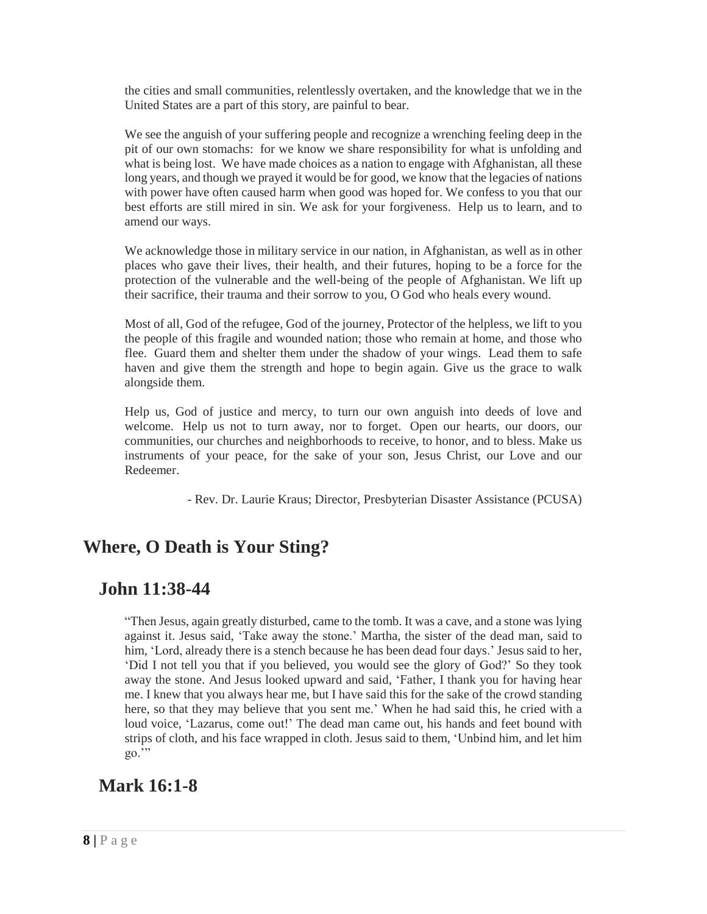the cities and small communities, relentlessly overtaken, and the knowledge that we in the United States are a part of this story, are painful to bear.

We see the anguish of your suffering people and recognize a wrenching feeling deep in the pit of our own stomachs: for we know we share responsibility for what is unfolding and what is being lost. We have made choices as a nation to engage with Afghanistan, all these long years, and though we prayed it would be for good, we know that the legacies of nations with power have often caused harm when good was hoped for. We confess to you that our best efforts are still mired in sin. We ask for your forgiveness. Help us to learn, and to amend our ways.

We acknowledge those in military service in our nation, in Afghanistan, as well as in other places who gave their lives, their health, and their futures, hoping to be a force for the protection of the vulnerable and the well-being of the people of Afghanistan. We lift up their sacrifice, their trauma and their sorrow to you, O God who heals every wound.

Most of all, God of the refugee, God of the journey, Protector of the helpless, we lift to you the people of this fragile and wounded nation; those who remain at home, and those who flee. Guard them and shelter them under the shadow of your wings. Lead them to safe haven and give them the strength and hope to begin again. Give us the grace to walk alongside them.

Help us, God of justice and mercy, to turn our own anguish into deeds of love and welcome. Help us not to turn away, nor to forget. Open our hearts, our doors, our communities, our churches and neighborhoods to receive, to honor, and to bless. Make us instruments of your peace, for the sake of your son, Jesus Christ, our Love and our Redeemer.

- Rev. Dr. Laurie Kraus; Director, Presbyterian Disaster Assistance (PCUSA)

# Where, O Death is Your Sting?

## John 11:38-44

"Then Jesus, again greatly disturbed, came to the tomb. It was a cave, and a stone was lying against it. Jesus said, 'Take away the stone.' Martha, the sister of the dead man, said to him, 'Lord, already there is a stench because he has been dead four days.' Jesus said to her, 'Did I not tell you that if you believed, you would see the glory of God?' So they took away the stone. And Jesus looked upward and said, 'Father, I thank you for having hear me. I knew that you always hear me, but I have said this for the sake of the crowd standing here, so that they may believe that you sent me.' When he had said this, he cried with a loud voice, 'Lazarus, come out!' The dead man came out, his hands and feet bound with strips of cloth, and his face wrapped in cloth. Jesus said to them, 'Unbind him, and let him go.'"

## Mark 16:1-8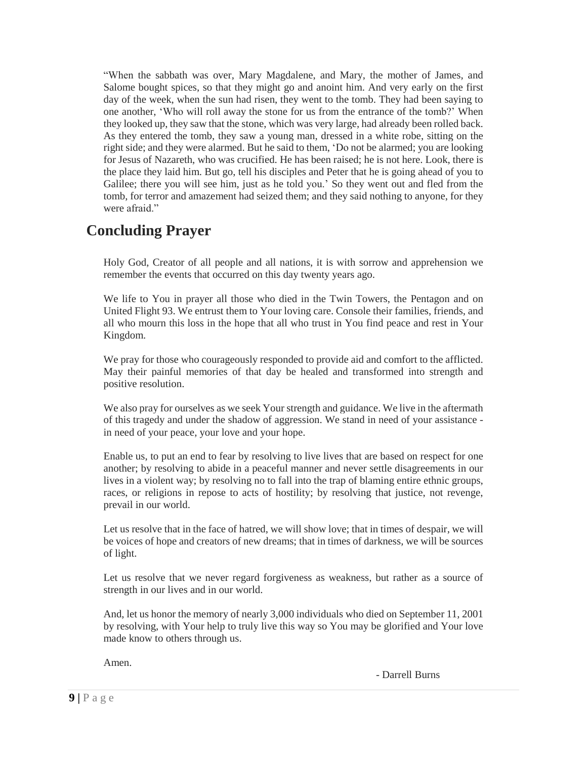"When the sabbath was over, Mary Magdalene, and Mary, the mother of James, and Salome bought spices, so that they might go and anoint him. And very early on the first day of the week, when the sun had risen, they went to the tomb. They had been saying to one another, 'Who will roll away the stone for us from the entrance of the tomb?' When they looked up, they saw that the stone, which was very large, had already been rolled back. As they entered the tomb, they saw a young man, dressed in a white robe, sitting on the right side; and they were alarmed. But he said to them, 'Do not be alarmed; you are looking for Jesus of Nazareth, who was crucified. He has been raised; he is not here. Look, there is the place they laid him. But go, tell his disciples and Peter that he is going ahead of you to Galilee; there you will see him, just as he told you.' So they went out and fled from the tomb, for terror and amazement had seized them; and they said nothing to anyone, for they were afraid."

## Concluding Prayer

Holy God, Creator of all people and all nations, it is with sorrow and apprehension we remember the events that occurred on this day twenty years ago.

We life to You in prayer all those who died in the Twin Towers, the Pentagon and on United Flight 93. We entrust them to Your loving care. Console their families, friends, and all who mourn this loss in the hope that all who trust in You find peace and rest in Your Kingdom.

We pray for those who courageously responded to provide aid and comfort to the afflicted. May their painful memories of that day be healed and transformed into strength and positive resolution.

We also pray for ourselves as we seek Your strength and guidance. We live in the aftermath of this tragedy and under the shadow of aggression. We stand in need of your assistance - in need of your peace, your love and your hope.

Enable us, to put an end to fear by resolving to live lives that are based on respect for one another; by resolving to abide in a peaceful manner and never settle disagreements in our lives in a violent way; by resolving no to fall into the trap of blaming entire ethnic groups, races, or religions in repose to acts of hostility; by resolving that justice, not revenge, prevail in our world.

Let us resolve that in the face of hatred, we will show love; that in times of despair, we will be voices of hope and creators of new dreams; that in times of darkness, we will be sources of light.

Let us resolve that we never regard forgiveness as weakness, but rather as a source of strength in our lives and in our world.

And, let us honor the memory of nearly 3,000 individuals who died on September 11, 2001 by resolving, with Your help to truly live this way so You may be glorified and Your love made know to others through us.

Amen.

- Darrell Burns